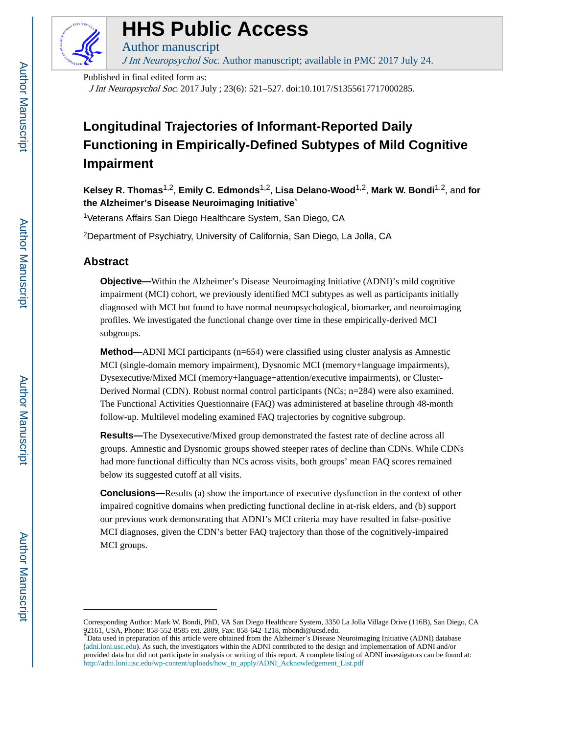HHS Public Access

Author manuscript

*J Int Neuropsychol Soc*. Author manuscript; available in PMC 2017 July 24.

Published in final edited form as:

*J Int Neuropsychol Soc*. 2017 July ; 23(6): 521–527. doi:10.1017/S1355617717000285.

# Longitudinal Trajectories of Informant-Reported Daily Functioning in Empirically-Defined Subtypes of Mild Cognitive Impairment

**Kelsey R. Thomas**[1,2], **Emily C. Edmonds**[1,2], **Lisa Delano-Wood**[1,2], **Mark W. Bondi**[1,2], and **for the Alzheimer's Disease Neuroimaging Initiative**[*]

[1]Veterans Affairs San Diego Healthcare System, San Diego, CA

[2]Department of Psychiatry, University of California, San Diego, La Jolla, CA

## Abstract

**Objective—**Within the Alzheimer's Disease Neuroimaging Initiative (ADNI)'s mild cognitive impairment (MCI) cohort, we previously identified MCI subtypes as well as participants initially diagnosed with MCI but found to have normal neuropsychological, biomarker, and neuroimaging profiles. We investigated the functional change over time in these empirically-derived MCI subgroups.

**Method—**ADNI MCI participants (n=654) were classified using cluster analysis as Amnestic MCI (single-domain memory impairment), Dysnomic MCI (memory+language impairments), Dysexecutive/Mixed MCI (memory+language+attention/executive impairments), or Cluster-Derived Normal (CDN). Robust normal control participants (NCs; n=284) were also examined. The Functional Activities Questionnaire (FAQ) was administered at baseline through 48-month follow-up. Multilevel modeling examined FAQ trajectories by cognitive subgroup.

**Results—**The Dysexecutive/Mixed group demonstrated the fastest rate of decline across all groups. Amnestic and Dysnomic groups showed steeper rates of decline than CDNs. While CDNs had more functional difficulty than NCs across visits, both groups' mean FAQ scores remained below its suggested cutoff at all visits.

**Conclusions—**Results (a) show the importance of executive dysfunction in the context of other impaired cognitive domains when predicting functional decline in at-risk elders, and (b) support our previous work demonstrating that ADNI's MCI criteria may have resulted in false-positive MCI diagnoses, given the CDN's better FAQ trajectory than those of the cognitively-impaired MCI groups.

---

Corresponding Author: Mark W. Bondi, PhD, VA San Diego Healthcare System, 3350 La Jolla Village Drive (116B), San Diego, CA 92161, USA, Phone: 858-552-8585 ext. 2809, Fax: 858-642-1218, mbondi@ucsd.edu.

[*]Data used in preparation of this article were obtained from the Alzheimer's Disease Neuroimaging Initiative (ADNI) database (adni.loni.usc.edu). As such, the investigators within the ADNI contributed to the design and implementation of ADNI and/or provided data but did not participate in analysis or writing of this report. A complete listing of ADNI investigators can be found at: http://adni.loni.usc.edu/wp-content/uploads/how_to_apply/ADNI_Acknowledgement_List.pdf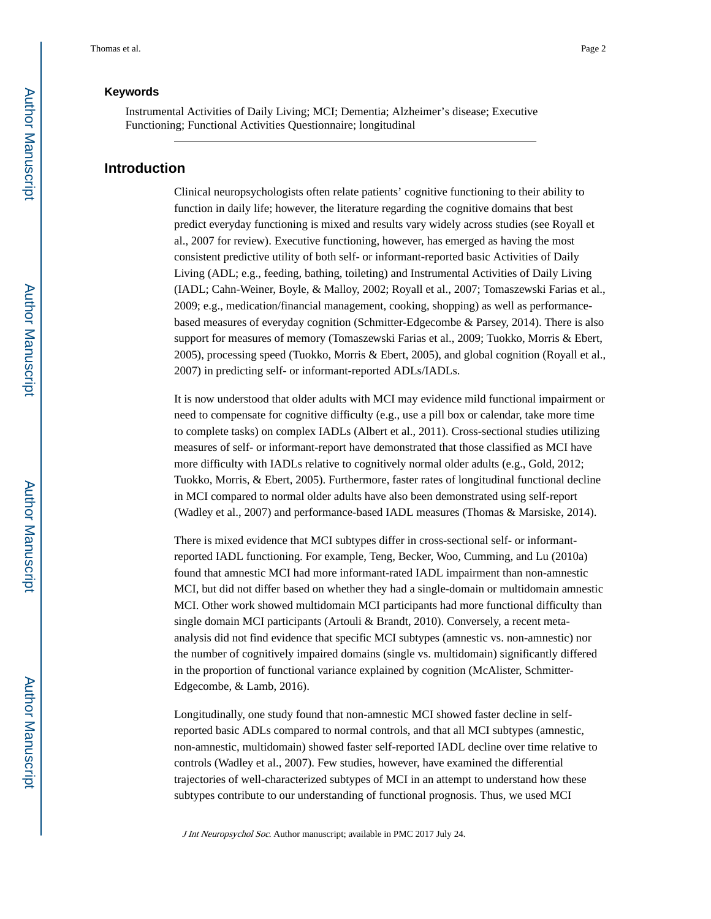### Keywords

Instrumental Activities of Daily Living; MCI; Dementia; Alzheimer's disease; Executive Functioning; Functional Activities Questionnaire; longitudinal

## Introduction

Clinical neuropsychologists often relate patients' cognitive functioning to their ability to function in daily life; however, the literature regarding the cognitive domains that best predict everyday functioning is mixed and results vary widely across studies (see Royall et al., 2007 for review). Executive functioning, however, has emerged as having the most consistent predictive utility of both self- or informant-reported basic Activities of Daily Living (ADL; e.g., feeding, bathing, toileting) and Instrumental Activities of Daily Living (IADL; Cahn-Weiner, Boyle, & Malloy, 2002; Royall et al., 2007; Tomaszewski Farias et al., 2009; e.g., medication/financial management, cooking, shopping) as well as performance-based measures of everyday cognition (Schmitter-Edgecombe & Parsey, 2014). There is also support for measures of memory (Tomaszewski Farias et al., 2009; Tuokko, Morris & Ebert, 2005), processing speed (Tuokko, Morris & Ebert, 2005), and global cognition (Royall et al., 2007) in predicting self- or informant-reported ADLs/IADLs.

It is now understood that older adults with MCI may evidence mild functional impairment or need to compensate for cognitive difficulty (e.g., use a pill box or calendar, take more time to complete tasks) on complex IADLs (Albert et al., 2011). Cross-sectional studies utilizing measures of self- or informant-report have demonstrated that those classified as MCI have more difficulty with IADLs relative to cognitively normal older adults (e.g., Gold, 2012; Tuokko, Morris, & Ebert, 2005). Furthermore, faster rates of longitudinal functional decline in MCI compared to normal older adults have also been demonstrated using self-report (Wadley et al., 2007) and performance-based IADL measures (Thomas & Marsiske, 2014).

There is mixed evidence that MCI subtypes differ in cross-sectional self- or informant-reported IADL functioning. For example, Teng, Becker, Woo, Cumming, and Lu (2010a) found that amnestic MCI had more informant-rated IADL impairment than non-amnestic MCI, but did not differ based on whether they had a single-domain or multidomain amnestic MCI. Other work showed multidomain MCI participants had more functional difficulty than single domain MCI participants (Artouli & Brandt, 2010). Conversely, a recent meta-analysis did not find evidence that specific MCI subtypes (amnestic vs. non-amnestic) nor the number of cognitively impaired domains (single vs. multidomain) significantly differed in the proportion of functional variance explained by cognition (McAlister, Schmitter-Edgecombe, & Lamb, 2016).

Longitudinally, one study found that non-amnestic MCI showed faster decline in self-reported basic ADLs compared to normal controls, and that all MCI subtypes (amnestic, non-amnestic, multidomain) showed faster self-reported IADL decline over time relative to controls (Wadley et al., 2007). Few studies, however, have examined the differential trajectories of well-characterized subtypes of MCI in an attempt to understand how these subtypes contribute to our understanding of functional prognosis. Thus, we used MCI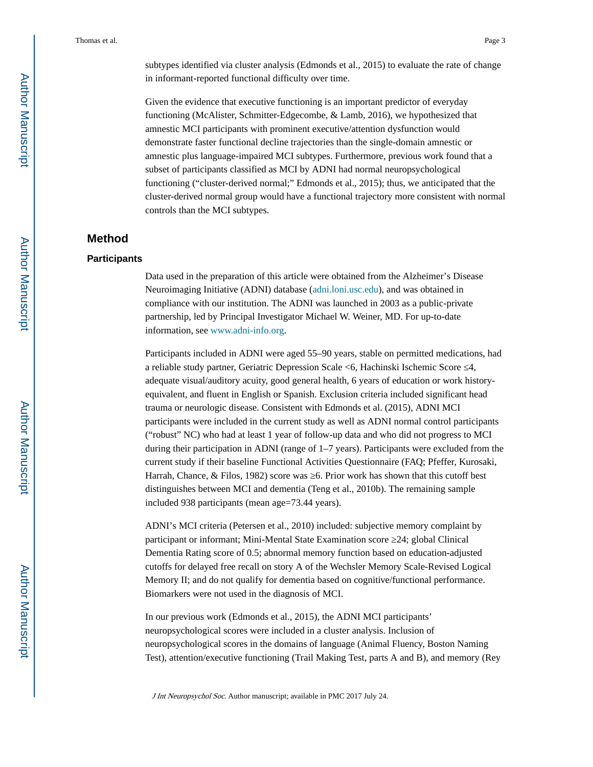subtypes identified via cluster analysis (Edmonds et al., 2015) to evaluate the rate of change in informant-reported functional difficulty over time.

Given the evidence that executive functioning is an important predictor of everyday functioning (McAlister, Schmitter-Edgecombe, & Lamb, 2016), we hypothesized that amnestic MCI participants with prominent executive/attention dysfunction would demonstrate faster functional decline trajectories than the single-domain amnestic or amnestic plus language-impaired MCI subtypes. Furthermore, previous work found that a subset of participants classified as MCI by ADNI had normal neuropsychological functioning ("cluster-derived normal;" Edmonds et al., 2015); thus, we anticipated that the cluster-derived normal group would have a functional trajectory more consistent with normal controls than the MCI subtypes.

## Method

### Participants

Data used in the preparation of this article were obtained from the Alzheimer's Disease Neuroimaging Initiative (ADNI) database (adni.loni.usc.edu), and was obtained in compliance with our institution. The ADNI was launched in 2003 as a public-private partnership, led by Principal Investigator Michael W. Weiner, MD. For up-to-date information, see www.adni-info.org.

Participants included in ADNI were aged 55–90 years, stable on permitted medications, had a reliable study partner, Geriatric Depression Scale <6, Hachinski Ischemic Score ≤4, adequate visual/auditory acuity, good general health, 6 years of education or work history-equivalent, and fluent in English or Spanish. Exclusion criteria included significant head trauma or neurologic disease. Consistent with Edmonds et al. (2015), ADNI MCI participants were included in the current study as well as ADNI normal control participants ("robust" NC) who had at least 1 year of follow-up data and who did not progress to MCI during their participation in ADNI (range of 1–7 years). Participants were excluded from the current study if their baseline Functional Activities Questionnaire (FAQ; Pfeffer, Kurosaki, Harrah, Chance, & Filos, 1982) score was ≥6. Prior work has shown that this cutoff best distinguishes between MCI and dementia (Teng et al., 2010b). The remaining sample included 938 participants (mean age=73.44 years).

ADNI's MCI criteria (Petersen et al., 2010) included: subjective memory complaint by participant or informant; Mini-Mental State Examination score ≥24; global Clinical Dementia Rating score of 0.5; abnormal memory function based on education-adjusted cutoffs for delayed free recall on story A of the Wechsler Memory Scale-Revised Logical Memory II; and do not qualify for dementia based on cognitive/functional performance. Biomarkers were not used in the diagnosis of MCI.

In our previous work (Edmonds et al., 2015), the ADNI MCI participants' neuropsychological scores were included in a cluster analysis. Inclusion of neuropsychological scores in the domains of language (Animal Fluency, Boston Naming Test), attention/executive functioning (Trail Making Test, parts A and B), and memory (Rey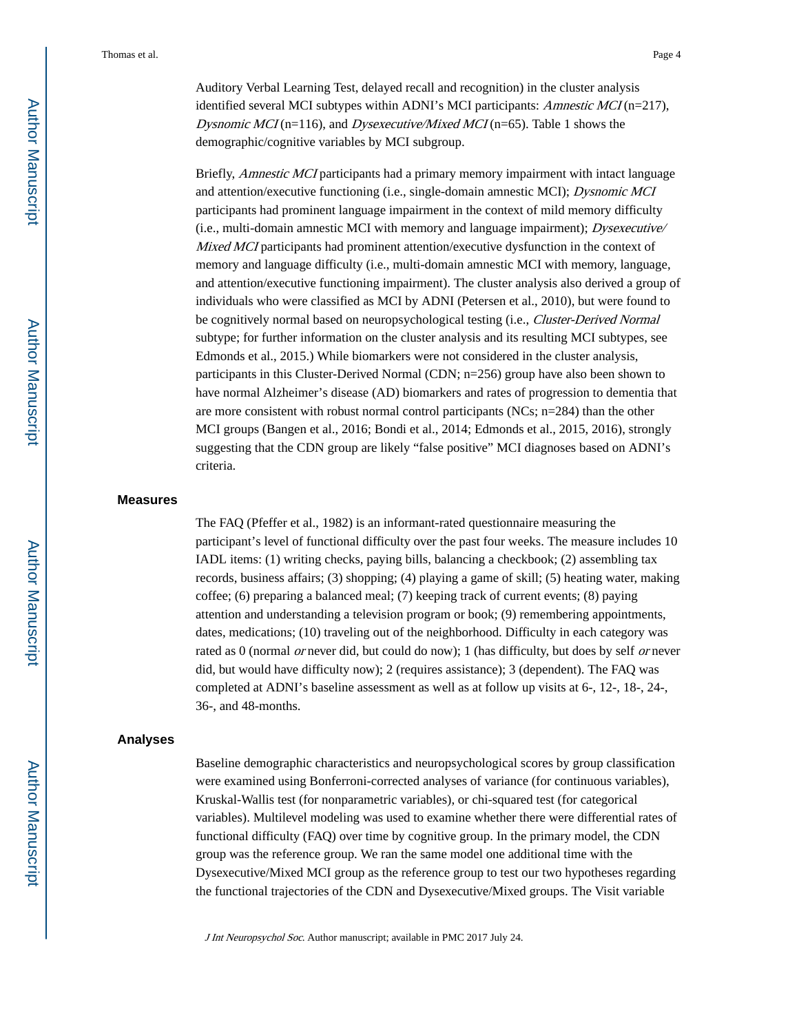Auditory Verbal Learning Test, delayed recall and recognition) in the cluster analysis identified several MCI subtypes within ADNI's MCI participants: *Amnestic MCI* (n=217), *Dysnomic MCI* (n=116), and *Dysexecutive/Mixed MCI* (n=65). Table 1 shows the demographic/cognitive variables by MCI subgroup.

Briefly, *Amnestic MCI* participants had a primary memory impairment with intact language and attention/executive functioning (i.e., single-domain amnestic MCI); *Dysnomic MCI* participants had prominent language impairment in the context of mild memory difficulty (i.e., multi-domain amnestic MCI with memory and language impairment); *Dysexecutive/Mixed MCI* participants had prominent attention/executive dysfunction in the context of memory and language difficulty (i.e., multi-domain amnestic MCI with memory, language, and attention/executive functioning impairment). The cluster analysis also derived a group of individuals who were classified as MCI by ADNI (Petersen et al., 2010), but were found to be cognitively normal based on neuropsychological testing (i.e., *Cluster-Derived Normal* subtype; for further information on the cluster analysis and its resulting MCI subtypes, see Edmonds et al., 2015.) While biomarkers were not considered in the cluster analysis, participants in this Cluster-Derived Normal (CDN; n=256) group have also been shown to have normal Alzheimer's disease (AD) biomarkers and rates of progression to dementia that are more consistent with robust normal control participants (NCs; n=284) than the other MCI groups (Bangen et al., 2016; Bondi et al., 2014; Edmonds et al., 2015, 2016), strongly suggesting that the CDN group are likely "false positive" MCI diagnoses based on ADNI's criteria.

## Measures

The FAQ (Pfeffer et al., 1982) is an informant-rated questionnaire measuring the participant's level of functional difficulty over the past four weeks. The measure includes 10 IADL items: (1) writing checks, paying bills, balancing a checkbook; (2) assembling tax records, business affairs; (3) shopping; (4) playing a game of skill; (5) heating water, making coffee; (6) preparing a balanced meal; (7) keeping track of current events; (8) paying attention and understanding a television program or book; (9) remembering appointments, dates, medications; (10) traveling out of the neighborhood. Difficulty in each category was rated as 0 (normal *or* never did, but could do now); 1 (has difficulty, but does by self *or* never did, but would have difficulty now); 2 (requires assistance); 3 (dependent). The FAQ was completed at ADNI's baseline assessment as well as at follow up visits at 6-, 12-, 18-, 24-, 36-, and 48-months.

## Analyses

Baseline demographic characteristics and neuropsychological scores by group classification were examined using Bonferroni-corrected analyses of variance (for continuous variables), Kruskal-Wallis test (for nonparametric variables), or chi-squared test (for categorical variables). Multilevel modeling was used to examine whether there were differential rates of functional difficulty (FAQ) over time by cognitive group. In the primary model, the CDN group was the reference group. We ran the same model one additional time with the Dysexecutive/Mixed MCI group as the reference group to test our two hypotheses regarding the functional trajectories of the CDN and Dysexecutive/Mixed groups. The Visit variable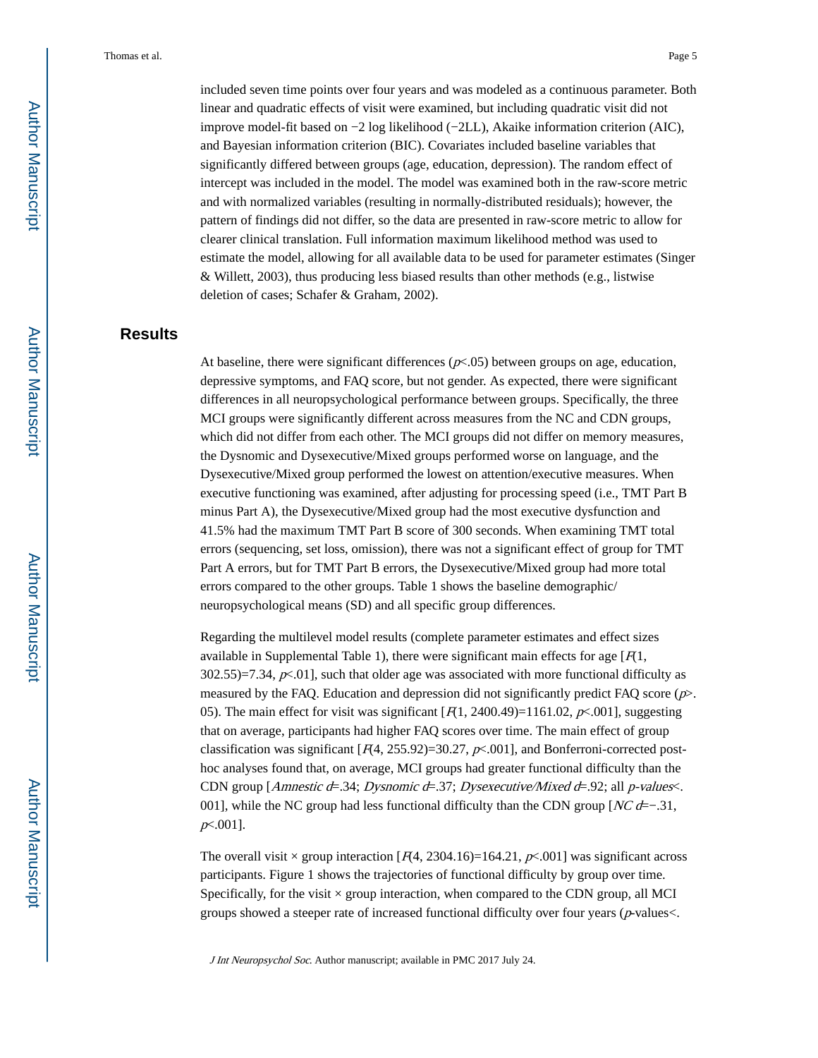included seven time points over four years and was modeled as a continuous parameter. Both linear and quadratic effects of visit were examined, but including quadratic visit did not improve model-fit based on −2 log likelihood (−2LL), Akaike information criterion (AIC), and Bayesian information criterion (BIC). Covariates included baseline variables that significantly differed between groups (age, education, depression). The random effect of intercept was included in the model. The model was examined both in the raw-score metric and with normalized variables (resulting in normally-distributed residuals); however, the pattern of findings did not differ, so the data are presented in raw-score metric to allow for clearer clinical translation. Full information maximum likelihood method was used to estimate the model, allowing for all available data to be used for parameter estimates (Singer & Willett, 2003), thus producing less biased results than other methods (e.g., listwise deletion of cases; Schafer & Graham, 2002).

## Results

At baseline, there were significant differences ($p$<.05) between groups on age, education, depressive symptoms, and FAQ score, but not gender. As expected, there were significant differences in all neuropsychological performance between groups. Specifically, the three MCI groups were significantly different across measures from the NC and CDN groups, which did not differ from each other. The MCI groups did not differ on memory measures, the Dysnomic and Dysexecutive/Mixed groups performed worse on language, and the Dysexecutive/Mixed group performed the lowest on attention/executive measures. When executive functioning was examined, after adjusting for processing speed (i.e., TMT Part B minus Part A), the Dysexecutive/Mixed group had the most executive dysfunction and 41.5% had the maximum TMT Part B score of 300 seconds. When examining TMT total errors (sequencing, set loss, omission), there was not a significant effect of group for TMT Part A errors, but for TMT Part B errors, the Dysexecutive/Mixed group had more total errors compared to the other groups. Table 1 shows the baseline demographic/ neuropsychological means (SD) and all specific group differences.

Regarding the multilevel model results (complete parameter estimates and effect sizes available in Supplemental Table 1), there were significant main effects for age [$F$(1, 302.55)=7.34, $p$<.01], such that older age was associated with more functional difficulty as measured by the FAQ. Education and depression did not significantly predict FAQ score ($p$>.05). The main effect for visit was significant [$F$(1, 2400.49)=1161.02, $p$<.001], suggesting that on average, participants had higher FAQ scores over time. The main effect of group classification was significant [$F$(4, 255.92)=30.27, $p$<.001], and Bonferroni-corrected post-hoc analyses found that, on average, MCI groups had greater functional difficulty than the CDN group [*Amnestic* $d$=.34; *Dysnomic* $d$=.37; *Dysexecutive/Mixed* $d$=.92; all *p-values*<.001], while the NC group had less functional difficulty than the CDN group [*NC* $d$=−.31, $p$<.001].

The overall visit × group interaction [$F$(4, 2304.16)=164.21, $p$<.001] was significant across participants. Figure 1 shows the trajectories of functional difficulty by group over time. Specifically, for the visit × group interaction, when compared to the CDN group, all MCI groups showed a steeper rate of increased functional difficulty over four years ($p$-values<.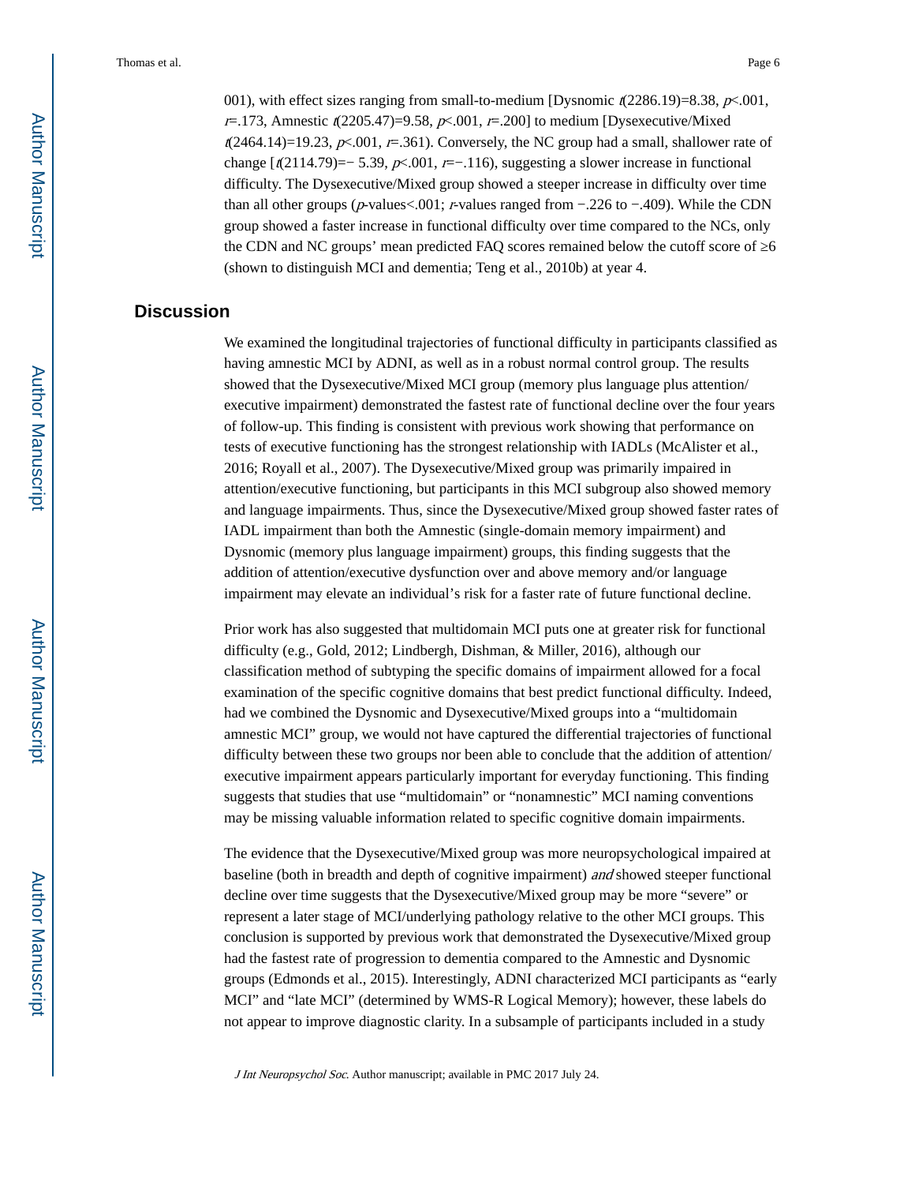001), with effect sizes ranging from small-to-medium [Dysnomic $t(2286.19)=8.38$, $p<.001$, $r=.173$, Amnestic $t(2205.47)=9.58$, $p<.001$, $r=.200$] to medium [Dysexecutive/Mixed $t(2464.14)=19.23$, $p<.001$, $r=.361$). Conversely, the NC group had a small, shallower rate of change [$t(2114.79)=-5.39$, $p<.001$, $r=-.116$), suggesting a slower increase in functional difficulty. The Dysexecutive/Mixed group showed a steeper increase in difficulty over time than all other groups ($p$-values<.001; $r$-values ranged from −.226 to −.409). While the CDN group showed a faster increase in functional difficulty over time compared to the NCs, only the CDN and NC groups' mean predicted FAQ scores remained below the cutoff score of ≥6 (shown to distinguish MCI and dementia; Teng et al., 2010b) at year 4.

## Discussion

We examined the longitudinal trajectories of functional difficulty in participants classified as having amnestic MCI by ADNI, as well as in a robust normal control group. The results showed that the Dysexecutive/Mixed MCI group (memory plus language plus attention/executive impairment) demonstrated the fastest rate of functional decline over the four years of follow-up. This finding is consistent with previous work showing that performance on tests of executive functioning has the strongest relationship with IADLs (McAlister et al., 2016; Royall et al., 2007). The Dysexecutive/Mixed group was primarily impaired in attention/executive functioning, but participants in this MCI subgroup also showed memory and language impairments. Thus, since the Dysexecutive/Mixed group showed faster rates of IADL impairment than both the Amnestic (single-domain memory impairment) and Dysnomic (memory plus language impairment) groups, this finding suggests that the addition of attention/executive dysfunction over and above memory and/or language impairment may elevate an individual's risk for a faster rate of future functional decline.

Prior work has also suggested that multidomain MCI puts one at greater risk for functional difficulty (e.g., Gold, 2012; Lindbergh, Dishman, & Miller, 2016), although our classification method of subtyping the specific domains of impairment allowed for a focal examination of the specific cognitive domains that best predict functional difficulty. Indeed, had we combined the Dysnomic and Dysexecutive/Mixed groups into a "multidomain amnestic MCI" group, we would not have captured the differential trajectories of functional difficulty between these two groups nor been able to conclude that the addition of attention/executive impairment appears particularly important for everyday functioning. This finding suggests that studies that use "multidomain" or "nonamnestic" MCI naming conventions may be missing valuable information related to specific cognitive domain impairments.

The evidence that the Dysexecutive/Mixed group was more neuropsychological impaired at baseline (both in breadth and depth of cognitive impairment) *and* showed steeper functional decline over time suggests that the Dysexecutive/Mixed group may be more "severe" or represent a later stage of MCI/underlying pathology relative to the other MCI groups. This conclusion is supported by previous work that demonstrated the Dysexecutive/Mixed group had the fastest rate of progression to dementia compared to the Amnestic and Dysnomic groups (Edmonds et al., 2015). Interestingly, ADNI characterized MCI participants as "early MCI" and "late MCI" (determined by WMS-R Logical Memory); however, these labels do not appear to improve diagnostic clarity. In a subsample of participants included in a study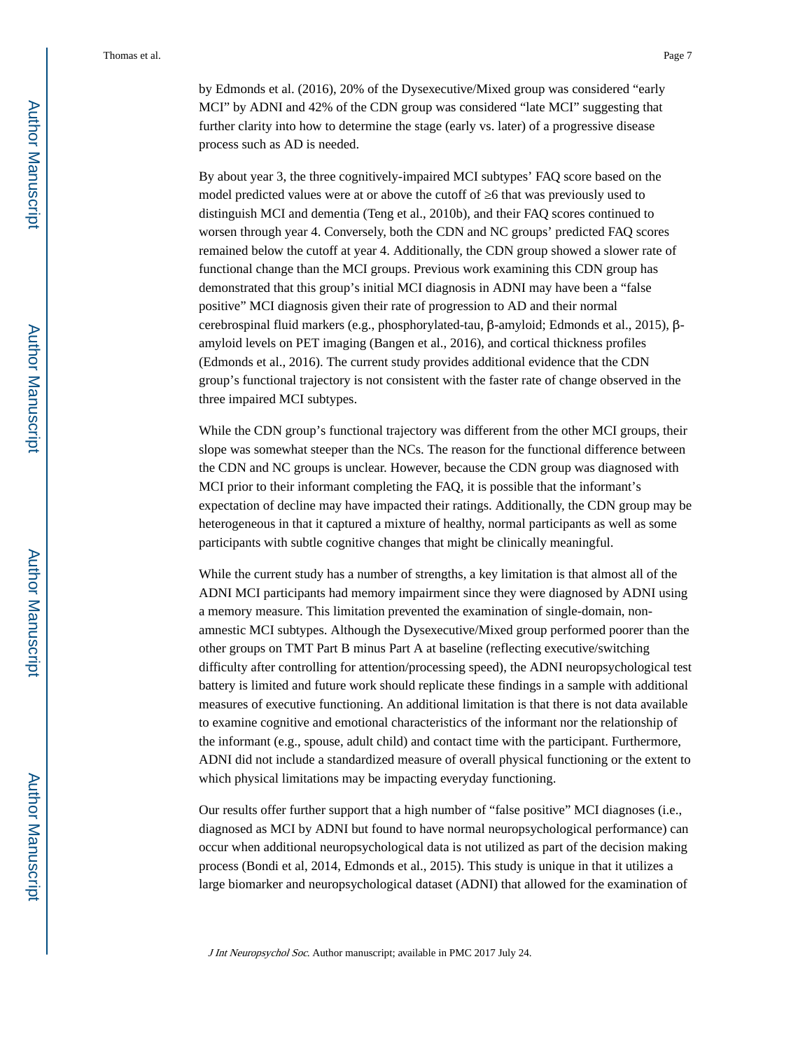by Edmonds et al. (2016), 20% of the Dysexecutive/Mixed group was considered “early MCI” by ADNI and 42% of the CDN group was considered “late MCI” suggesting that further clarity into how to determine the stage (early vs. later) of a progressive disease process such as AD is needed.

By about year 3, the three cognitively-impaired MCI subtypes’ FAQ score based on the model predicted values were at or above the cutoff of ≥6 that was previously used to distinguish MCI and dementia (Teng et al., 2010b), and their FAQ scores continued to worsen through year 4. Conversely, both the CDN and NC groups’ predicted FAQ scores remained below the cutoff at year 4. Additionally, the CDN group showed a slower rate of functional change than the MCI groups. Previous work examining this CDN group has demonstrated that this group’s initial MCI diagnosis in ADNI may have been a “false positive” MCI diagnosis given their rate of progression to AD and their normal cerebrospinal fluid markers (e.g., phosphorylated-tau, β-amyloid; Edmonds et al., 2015), β-amyloid levels on PET imaging (Bangen et al., 2016), and cortical thickness profiles (Edmonds et al., 2016). The current study provides additional evidence that the CDN group’s functional trajectory is not consistent with the faster rate of change observed in the three impaired MCI subtypes.

While the CDN group’s functional trajectory was different from the other MCI groups, their slope was somewhat steeper than the NCs. The reason for the functional difference between the CDN and NC groups is unclear. However, because the CDN group was diagnosed with MCI prior to their informant completing the FAQ, it is possible that the informant’s expectation of decline may have impacted their ratings. Additionally, the CDN group may be heterogeneous in that it captured a mixture of healthy, normal participants as well as some participants with subtle cognitive changes that might be clinically meaningful.

While the current study has a number of strengths, a key limitation is that almost all of the ADNI MCI participants had memory impairment since they were diagnosed by ADNI using a memory measure. This limitation prevented the examination of single-domain, non-amnestic MCI subtypes. Although the Dysexecutive/Mixed group performed poorer than the other groups on TMT Part B minus Part A at baseline (reflecting executive/switching difficulty after controlling for attention/processing speed), the ADNI neuropsychological test battery is limited and future work should replicate these findings in a sample with additional measures of executive functioning. An additional limitation is that there is not data available to examine cognitive and emotional characteristics of the informant nor the relationship of the informant (e.g., spouse, adult child) and contact time with the participant. Furthermore, ADNI did not include a standardized measure of overall physical functioning or the extent to which physical limitations may be impacting everyday functioning.

Our results offer further support that a high number of “false positive” MCI diagnoses (i.e., diagnosed as MCI by ADNI but found to have normal neuropsychological performance) can occur when additional neuropsychological data is not utilized as part of the decision making process (Bondi et al, 2014, Edmonds et al., 2015). This study is unique in that it utilizes a large biomarker and neuropsychological dataset (ADNI) that allowed for the examination of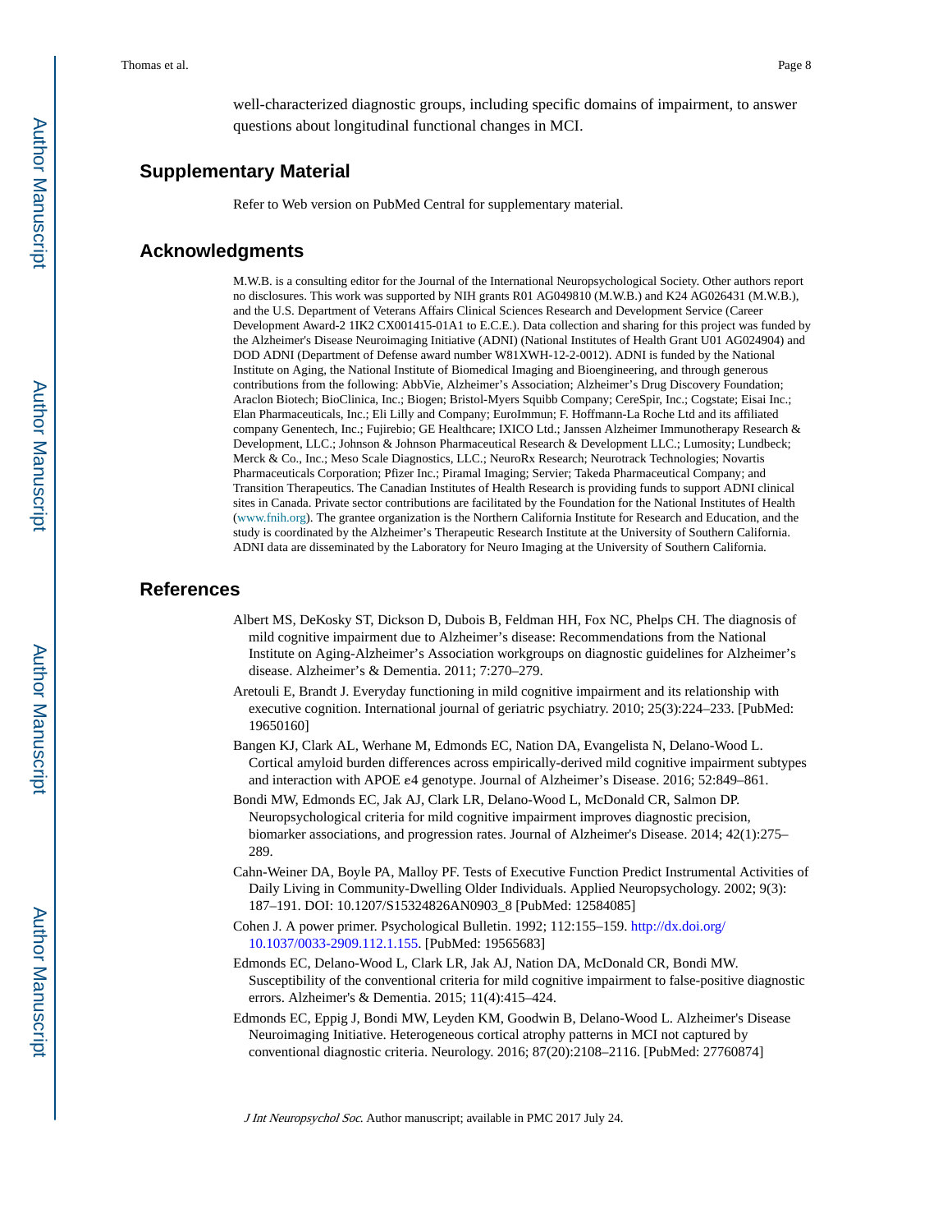well-characterized diagnostic groups, including specific domains of impairment, to answer questions about longitudinal functional changes in MCI.

## Supplementary Material

Refer to Web version on PubMed Central for supplementary material.

## Acknowledgments

M.W.B. is a consulting editor for the Journal of the International Neuropsychological Society. Other authors report no disclosures. This work was supported by NIH grants R01 AG049810 (M.W.B.) and K24 AG026431 (M.W.B.), and the U.S. Department of Veterans Affairs Clinical Sciences Research and Development Service (Career Development Award-2 1IK2 CX001415-01A1 to E.C.E.). Data collection and sharing for this project was funded by the Alzheimer's Disease Neuroimaging Initiative (ADNI) (National Institutes of Health Grant U01 AG024904) and DOD ADNI (Department of Defense award number W81XWH-12-2-0012). ADNI is funded by the National Institute on Aging, the National Institute of Biomedical Imaging and Bioengineering, and through generous contributions from the following: AbbVie, Alzheimer's Association; Alzheimer's Drug Discovery Foundation; Araclon Biotech; BioClinica, Inc.; Biogen; Bristol-Myers Squibb Company; CereSpir, Inc.; Cogstate; Eisai Inc.; Elan Pharmaceuticals, Inc.; Eli Lilly and Company; EuroImmun; F. Hoffmann-La Roche Ltd and its affiliated company Genentech, Inc.; Fujirebio; GE Healthcare; IXICO Ltd.; Janssen Alzheimer Immunotherapy Research & Development, LLC.; Johnson & Johnson Pharmaceutical Research & Development LLC.; Lumosity; Lundbeck; Merck & Co., Inc.; Meso Scale Diagnostics, LLC.; NeuroRx Research; Neurotrack Technologies; Novartis Pharmaceuticals Corporation; Pfizer Inc.; Piramal Imaging; Servier; Takeda Pharmaceutical Company; and Transition Therapeutics. The Canadian Institutes of Health Research is providing funds to support ADNI clinical sites in Canada. Private sector contributions are facilitated by the Foundation for the National Institutes of Health (www.fnih.org). The grantee organization is the Northern California Institute for Research and Education, and the study is coordinated by the Alzheimer's Therapeutic Research Institute at the University of Southern California. ADNI data are disseminated by the Laboratory for Neuro Imaging at the University of Southern California.

## References

Albert MS, DeKosky ST, Dickson D, Dubois B, Feldman HH, Fox NC, Phelps CH. The diagnosis of mild cognitive impairment due to Alzheimer's disease: Recommendations from the National Institute on Aging-Alzheimer's Association workgroups on diagnostic guidelines for Alzheimer's disease. Alzheimer's & Dementia. 2011; 7:270–279.

Aretouli E, Brandt J. Everyday functioning in mild cognitive impairment and its relationship with executive cognition. International journal of geriatric psychiatry. 2010; 25(3):224–233. [PubMed: 19650160]

Bangen KJ, Clark AL, Werhane M, Edmonds EC, Nation DA, Evangelista N, Delano-Wood L. Cortical amyloid burden differences across empirically-derived mild cognitive impairment subtypes and interaction with APOE ε4 genotype. Journal of Alzheimer's Disease. 2016; 52:849–861.

Bondi MW, Edmonds EC, Jak AJ, Clark LR, Delano-Wood L, McDonald CR, Salmon DP. Neuropsychological criteria for mild cognitive impairment improves diagnostic precision, biomarker associations, and progression rates. Journal of Alzheimer's Disease. 2014; 42(1):275–289.

Cahn-Weiner DA, Boyle PA, Malloy PF. Tests of Executive Function Predict Instrumental Activities of Daily Living in Community-Dwelling Older Individuals. Applied Neuropsychology. 2002; 9(3): 187–191. DOI: 10.1207/S15324826AN0903_8 [PubMed: 12584085]

Cohen J. A power primer. Psychological Bulletin. 1992; 112:155–159. http://dx.doi.org/10.1037/0033-2909.112.1.155. [PubMed: 19565683]

Edmonds EC, Delano-Wood L, Clark LR, Jak AJ, Nation DA, McDonald CR, Bondi MW. Susceptibility of the conventional criteria for mild cognitive impairment to false-positive diagnostic errors. Alzheimer's & Dementia. 2015; 11(4):415–424.

Edmonds EC, Eppig J, Bondi MW, Leyden KM, Goodwin B, Delano-Wood L. Alzheimer's Disease Neuroimaging Initiative. Heterogeneous cortical atrophy patterns in MCI not captured by conventional diagnostic criteria. Neurology. 2016; 87(20):2108–2116. [PubMed: 27760874]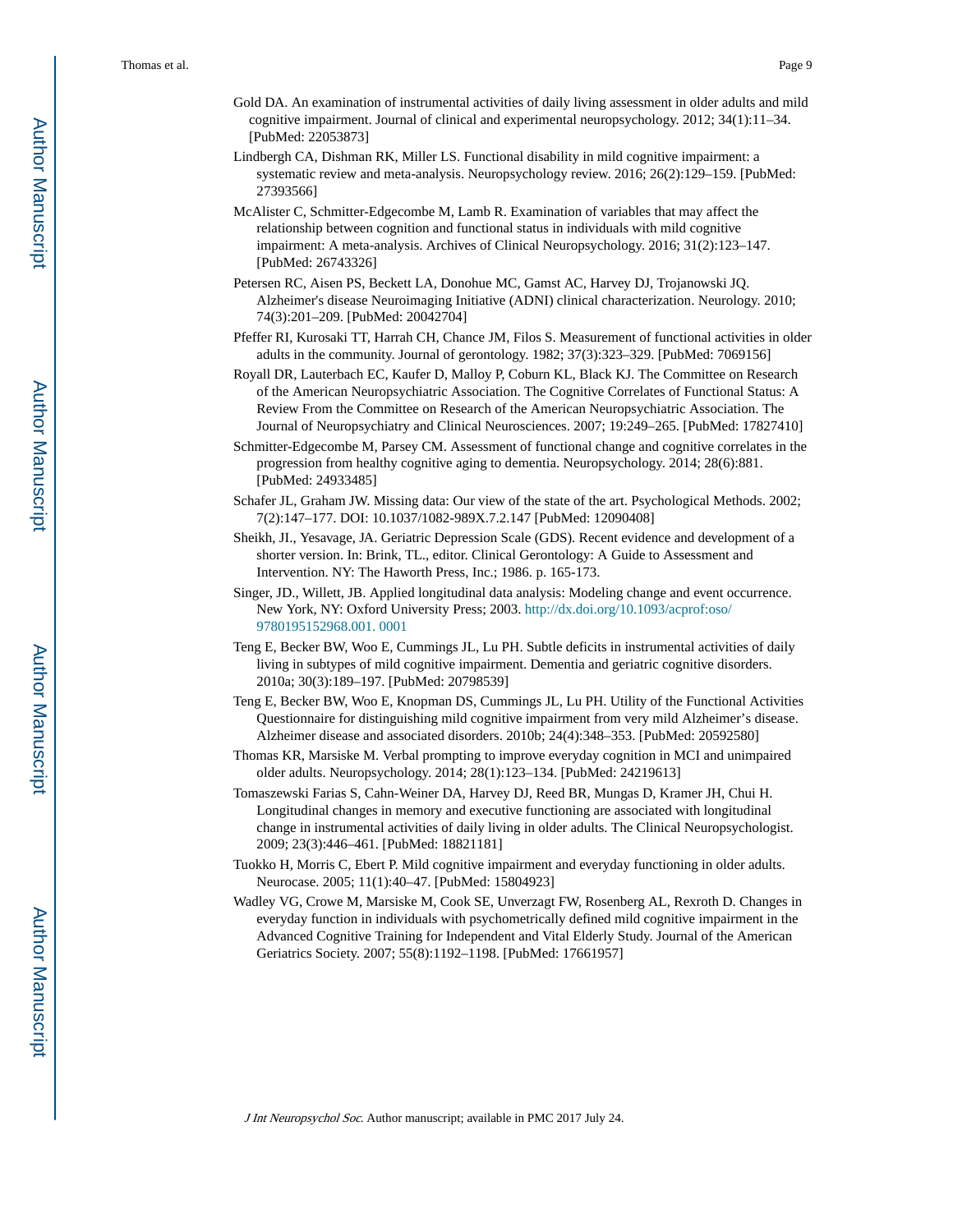Gold DA. An examination of instrumental activities of daily living assessment in older adults and mild cognitive impairment. Journal of clinical and experimental neuropsychology. 2012; 34(1):11–34. [PubMed: 22053873]

Lindbergh CA, Dishman RK, Miller LS. Functional disability in mild cognitive impairment: a systematic review and meta-analysis. Neuropsychology review. 2016; 26(2):129–159. [PubMed: 27393566]

McAlister C, Schmitter-Edgecombe M, Lamb R. Examination of variables that may affect the relationship between cognition and functional status in individuals with mild cognitive impairment: A meta-analysis. Archives of Clinical Neuropsychology. 2016; 31(2):123–147. [PubMed: 26743326]

Petersen RC, Aisen PS, Beckett LA, Donohue MC, Gamst AC, Harvey DJ, Trojanowski JQ. Alzheimer's disease Neuroimaging Initiative (ADNI) clinical characterization. Neurology. 2010; 74(3):201–209. [PubMed: 20042704]

Pfeffer RI, Kurosaki TT, Harrah CH, Chance JM, Filos S. Measurement of functional activities in older adults in the community. Journal of gerontology. 1982; 37(3):323–329. [PubMed: 7069156]

Royall DR, Lauterbach EC, Kaufer D, Malloy P, Coburn KL, Black KJ. The Committee on Research of the American Neuropsychiatric Association. The Cognitive Correlates of Functional Status: A Review From the Committee on Research of the American Neuropsychiatric Association. The Journal of Neuropsychiatry and Clinical Neurosciences. 2007; 19:249–265. [PubMed: 17827410]

Schmitter-Edgecombe M, Parsey CM. Assessment of functional change and cognitive correlates in the progression from healthy cognitive aging to dementia. Neuropsychology. 2014; 28(6):881. [PubMed: 24933485]

Schafer JL, Graham JW. Missing data: Our view of the state of the art. Psychological Methods. 2002; 7(2):147–177. DOI: 10.1037/1082-989X.7.2.147 [PubMed: 12090408]

Sheikh, JI., Yesavage, JA. Geriatric Depression Scale (GDS). Recent evidence and development of a shorter version. In: Brink, TL., editor. Clinical Gerontology: A Guide to Assessment and Intervention. NY: The Haworth Press, Inc.; 1986. p. 165-173.

Singer, JD., Willett, JB. Applied longitudinal data analysis: Modeling change and event occurrence. New York, NY: Oxford University Press; 2003. http://dx.doi.org/10.1093/acprof:oso/9780195152968.001.0001

Teng E, Becker BW, Woo E, Cummings JL, Lu PH. Subtle deficits in instrumental activities of daily living in subtypes of mild cognitive impairment. Dementia and geriatric cognitive disorders. 2010a; 30(3):189–197. [PubMed: 20798539]

Teng E, Becker BW, Woo E, Knopman DS, Cummings JL, Lu PH. Utility of the Functional Activities Questionnaire for distinguishing mild cognitive impairment from very mild Alzheimer's disease. Alzheimer disease and associated disorders. 2010b; 24(4):348–353. [PubMed: 20592580]

Thomas KR, Marsiske M. Verbal prompting to improve everyday cognition in MCI and unimpaired older adults. Neuropsychology. 2014; 28(1):123–134. [PubMed: 24219613]

Tomaszewski Farias S, Cahn-Weiner DA, Harvey DJ, Reed BR, Mungas D, Kramer JH, Chui H. Longitudinal changes in memory and executive functioning are associated with longitudinal change in instrumental activities of daily living in older adults. The Clinical Neuropsychologist. 2009; 23(3):446–461. [PubMed: 18821181]

Tuokko H, Morris C, Ebert P. Mild cognitive impairment and everyday functioning in older adults. Neurocase. 2005; 11(1):40–47. [PubMed: 15804923]

Wadley VG, Crowe M, Marsiske M, Cook SE, Unverzagt FW, Rosenberg AL, Rexroth D. Changes in everyday function in individuals with psychometrically defined mild cognitive impairment in the Advanced Cognitive Training for Independent and Vital Elderly Study. Journal of the American Geriatrics Society. 2007; 55(8):1192–1198. [PubMed: 17661957]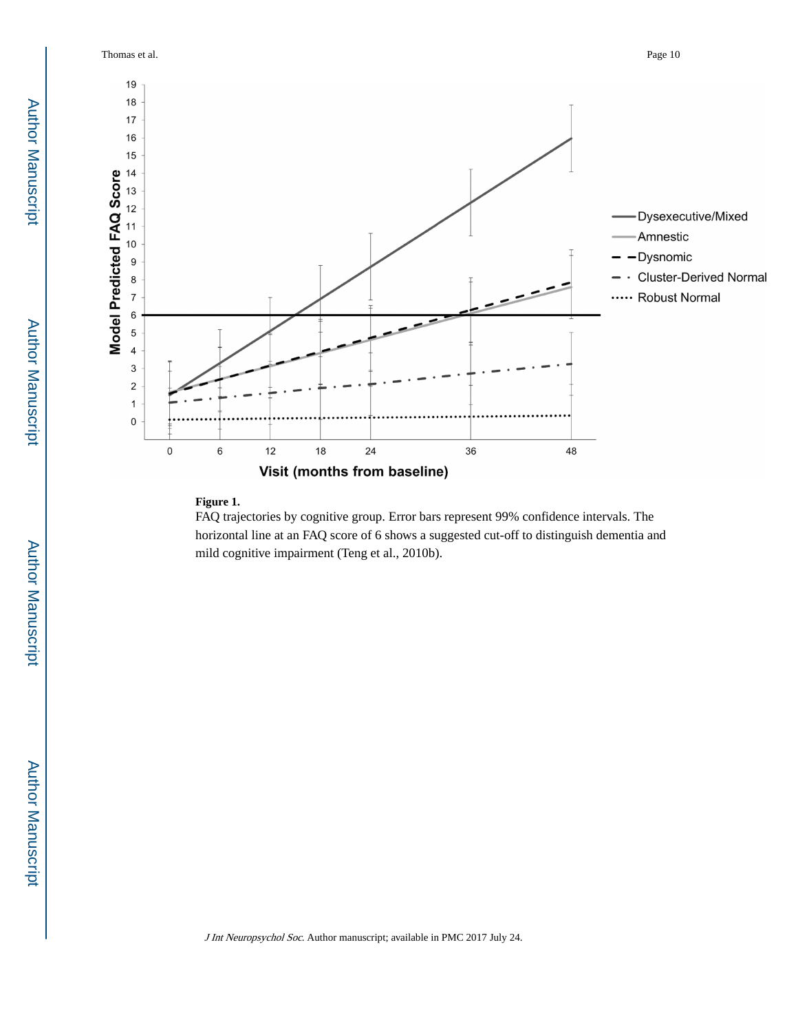**Figure 1.**

FAQ trajectories by cognitive group. Error bars represent 99% confidence intervals. The horizontal line at an FAQ score of 6 shows a suggested cut-off to distinguish dementia and mild cognitive impairment (Teng et al., 2010b).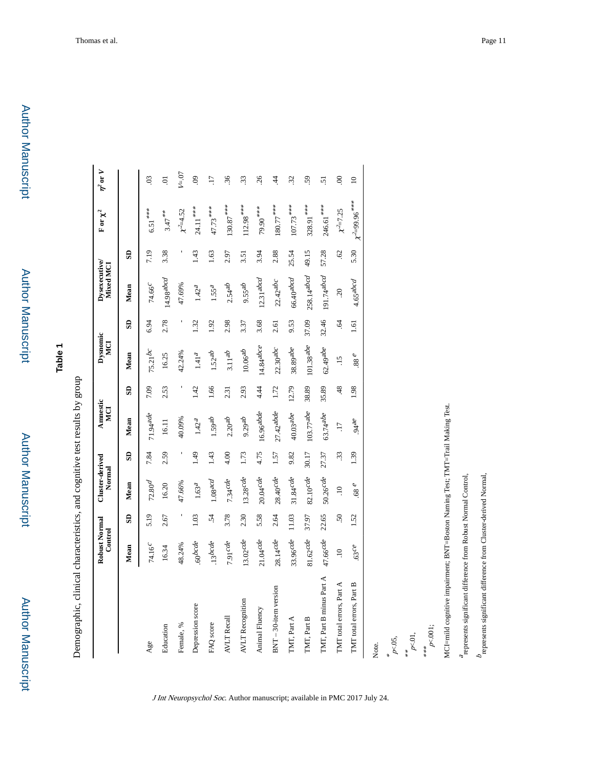## Table 1

Demographic, clinical characteristics, and cognitive test results by group

| | Robust Normal Control | | Cluster-derived Normal | | Amnestic MCI | | Dysnomic MCI | | Dysexecutive/ Mixed MCI | | F or $\chi^2$ | $\eta^2$ or V |
|---|---|---|---|---|---|---|---|---|---|---|---|---|
| | Mean | SD | Mean | SD | Mean | SD | Mean | SD | Mean | SD | | |
| Age | 74.16[c] | 5.19 | 72.80[d] | 7.84 | 71.94[ade] | 7.09 | 75.21[bc] | 6.94 | 74.66[c] | 7.19 | 6.51[***] | .03 |
| Education | 16.34 | 2.67 | 16.20 | 2.59 | 16.11 | 2.53 | 16.25 | 2.78 | 14.98[abcd] | 3.38 | 3.47[**] | .01 |
| Female, % | 48.24% | - | 47.66% | - | 40.09% | - | 42.24% | - | 47.69% | - | $\chi^2$=4.52 | V=.07 |
| Depression score | .60[bcde] | 1.03 | 1.63[a] | 1.49 | 1.42[a] | 1.42 | 1.41[a] | 1.32 | 1.42[a] | 1.43 | 24.11[***] | .09 |
| FAQ score | .13[bcde] | .54 | 1.08[acd] | 1.43 | 1.59[ab] | 1.66 | 1.52[ab] | 1.92 | 1.55[a] | 1.63 | 47.73[***] | .17 |
| AVLT Recall | 7.91[cde] | 3.78 | 7.34[cde] | 4.00 | 2.20[ab] | 2.31 | 3.11[ab] | 2.98 | 2.54[ab] | 2.97 | 130.87[***] | .36 |
| AVLT Recognition | 13.02[cde] | 2.30 | 13.28[cde] | 1.73 | 9.29[ab] | 2.93 | 10.06[ab] | 3.37 | 9.55[ab] | 3.51 | 112.98[***] | .33 |
| Animal Fluency | 21.04[cde] | 5.58 | 20.04[cde] | 4.75 | 16.96[abde] | 4.44 | 14.84[abce] | 3.68 | 12.31[abcd] | 3.94 | 79.90[***] | .26 |
| BNT – 30-item version | 28.14[cde] | 2.64 | 28.40[cde] | 1.57 | 27.42[abde] | 1.72 | 22.30[abc] | 2.61 | 22.42[abc] | 2.88 | 180.77[***] | .44 |
| TMT, Part A | 33.96[cde] | 11.03 | 31.84[cde] | 9.82 | 40.03[abe] | 12.79 | 38.89[abe] | 9.53 | 66.40[abcd] | 25.54 | 107.73[***] | .32 |
| TMT, Part B | 81.62[cde] | 37.97 | 82.10[cde] | 30.17 | 103.77[abe] | 38.89 | 101.38[abe] | 37.09 | 258.14[abcd] | 49.15 | 328.91[***] | .59 |
| TMT, Part B minus Part A | 47.66[cde] | 22.65 | 50.26[cde] | 27.37 | 63.74[abe] | 35.89 | 62.49[abe] | 32.46 | 191.74[abcd] | 57.28 | 246.61[***] | .51 |
| TMT total errors, Part A | .10 | .50 | .10 | .33 | .17 | .48 | .15 | .64 | .20 | .62 | $\chi^2$=7.25 | .00 |
| TMT total errors, Part B | .63[ce] | 1.52 | .68[e] | 1.39 | .94[ae] | 1.98 | .88[e] | 1.61 | 4.65[abcd] | 5.30 | $\chi^2$=99.96[***] | 10 |

Note.

[*] $p$<.05,

[**] $p$<.01,

[***] $p$<.001;

MCI=mild cognitive impairment; BNT=Boston Naming Test; TMT=Trail Making Test.

[a] represents significant difference from Robust Normal Control,

[b] represents significant difference from Cluster-derived Normal,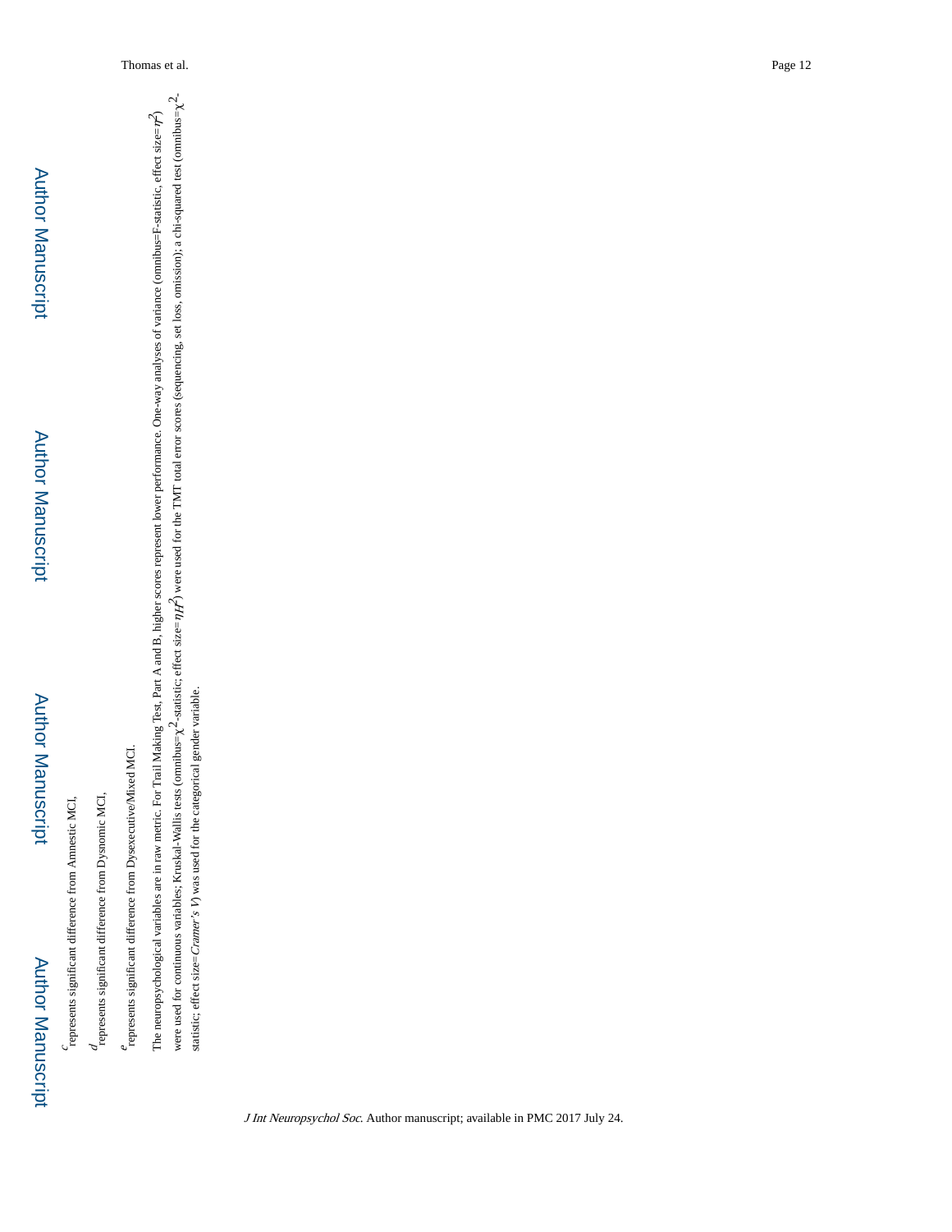[c] represents significant difference from Amnestic MCI,

[d] represents significant difference from Dysnomic MCI,

[e] represents significant difference from Dysexecutive/Mixed MCI.

The neuropsychological variables are in raw metric. For Trail Making Test, Part A and B, higher scores represent lower performance. One-way analyses of variance (omnibus=F-statistic, effect size=$\eta^2$) were used for continuous variables; Kruskal-Wallis tests (omnibus=$\chi^2$-statistic; effect size=$\eta_H^2$) were used for the TMT total error scores (sequencing, set loss, omission); a chi-squared test (omnibus=$\chi^2$-statistic; effect size=*Cramer's V*) was used for the categorical gender variable.